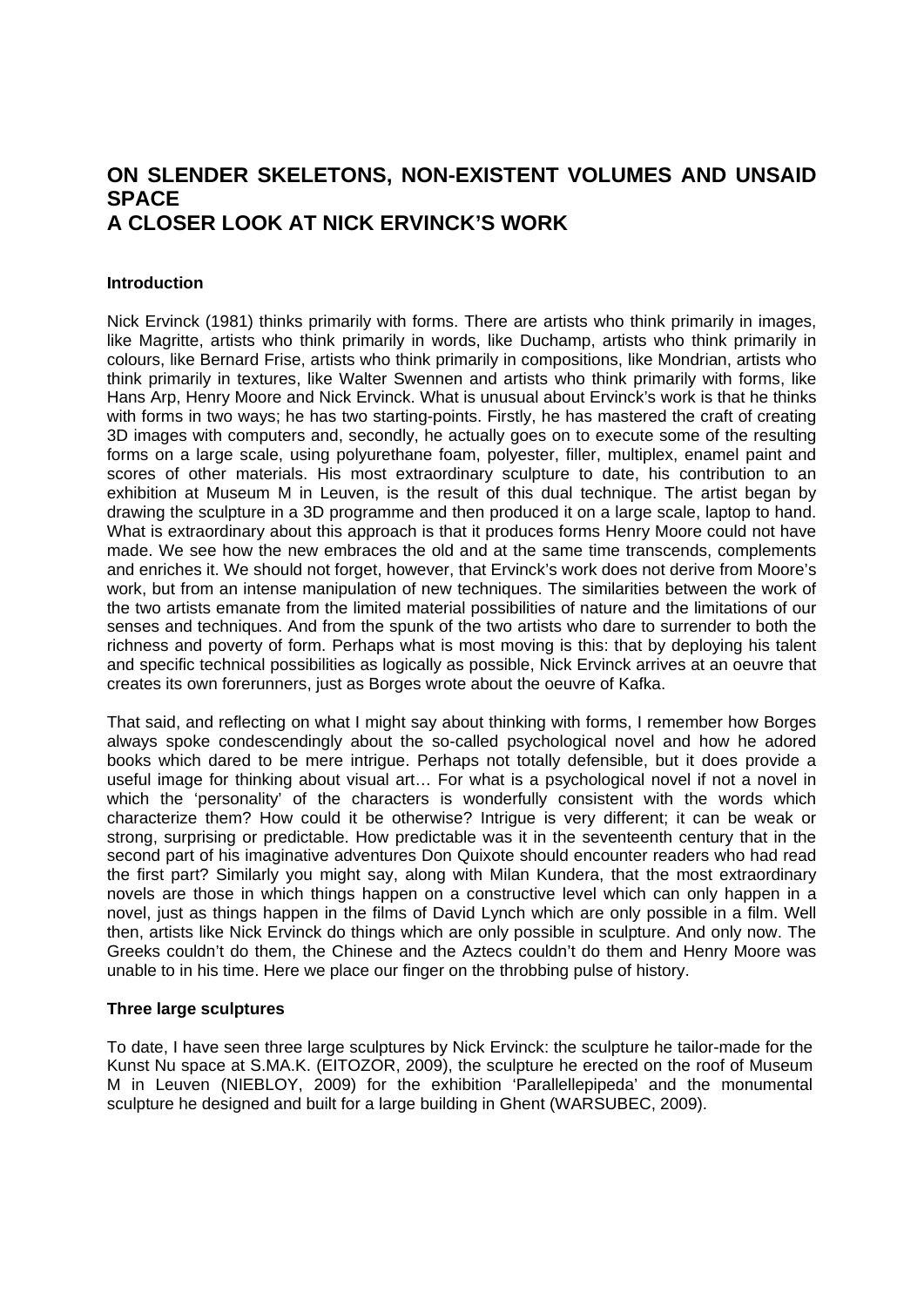# ON SLENDER SKELETONS, NON-EXISTENT VOLUMES AND UNSAID SPACE
# A CLOSER LOOK AT NICK ERVINCK'S WORK

### Introduction

Nick Ervinck (1981) thinks primarily with forms. There are artists who think primarily in images, like Magritte, artists who think primarily in words, like Duchamp, artists who think primarily in colours, like Bernard Frise, artists who think primarily in compositions, like Mondrian, artists who think primarily in textures, like Walter Swennen and artists who think primarily with forms, like Hans Arp, Henry Moore and Nick Ervinck. What is unusual about Ervinck's work is that he thinks with forms in two ways; he has two starting-points. Firstly, he has mastered the craft of creating 3D images with computers and, secondly, he actually goes on to execute some of the resulting forms on a large scale, using polyurethane foam, polyester, filler, multiplex, enamel paint and scores of other materials. His most extraordinary sculpture to date, his contribution to an exhibition at Museum M in Leuven, is the result of this dual technique. The artist began by drawing the sculpture in a 3D programme and then produced it on a large scale, laptop to hand. What is extraordinary about this approach is that it produces forms Henry Moore could not have made. We see how the new embraces the old and at the same time transcends, complements and enriches it. We should not forget, however, that Ervinck's work does not derive from Moore's work, but from an intense manipulation of new techniques. The similarities between the work of the two artists emanate from the limited material possibilities of nature and the limitations of our senses and techniques. And from the spunk of the two artists who dare to surrender to both the richness and poverty of form. Perhaps what is most moving is this: that by deploying his talent and specific technical possibilities as logically as possible, Nick Ervinck arrives at an oeuvre that creates its own forerunners, just as Borges wrote about the oeuvre of Kafka.

That said, and reflecting on what I might say about thinking with forms, I remember how Borges always spoke condescendingly about the so-called psychological novel and how he adored books which dared to be mere intrigue. Perhaps not totally defensible, but it does provide a useful image for thinking about visual art… For what is a psychological novel if not a novel in which the 'personality' of the characters is wonderfully consistent with the words which characterize them? How could it be otherwise? Intrigue is very different; it can be weak or strong, surprising or predictable. How predictable was it in the seventeenth century that in the second part of his imaginative adventures Don Quixote should encounter readers who had read the first part? Similarly you might say, along with Milan Kundera, that the most extraordinary novels are those in which things happen on a constructive level which can only happen in a novel, just as things happen in the films of David Lynch which are only possible in a film. Well then, artists like Nick Ervinck do things which are only possible in sculpture. And only now. The Greeks couldn't do them, the Chinese and the Aztecs couldn't do them and Henry Moore was unable to in his time. Here we place our finger on the throbbing pulse of history.

### Three large sculptures

To date, I have seen three large sculptures by Nick Ervinck: the sculpture he tailor-made for the Kunst Nu space at S.MA.K. (EITOZOR, 2009), the sculpture he erected on the roof of Museum M in Leuven (NIEBLOY, 2009) for the exhibition 'Parallellepipeda' and the monumental sculpture he designed and built for a large building in Ghent (WARSUBEC, 2009).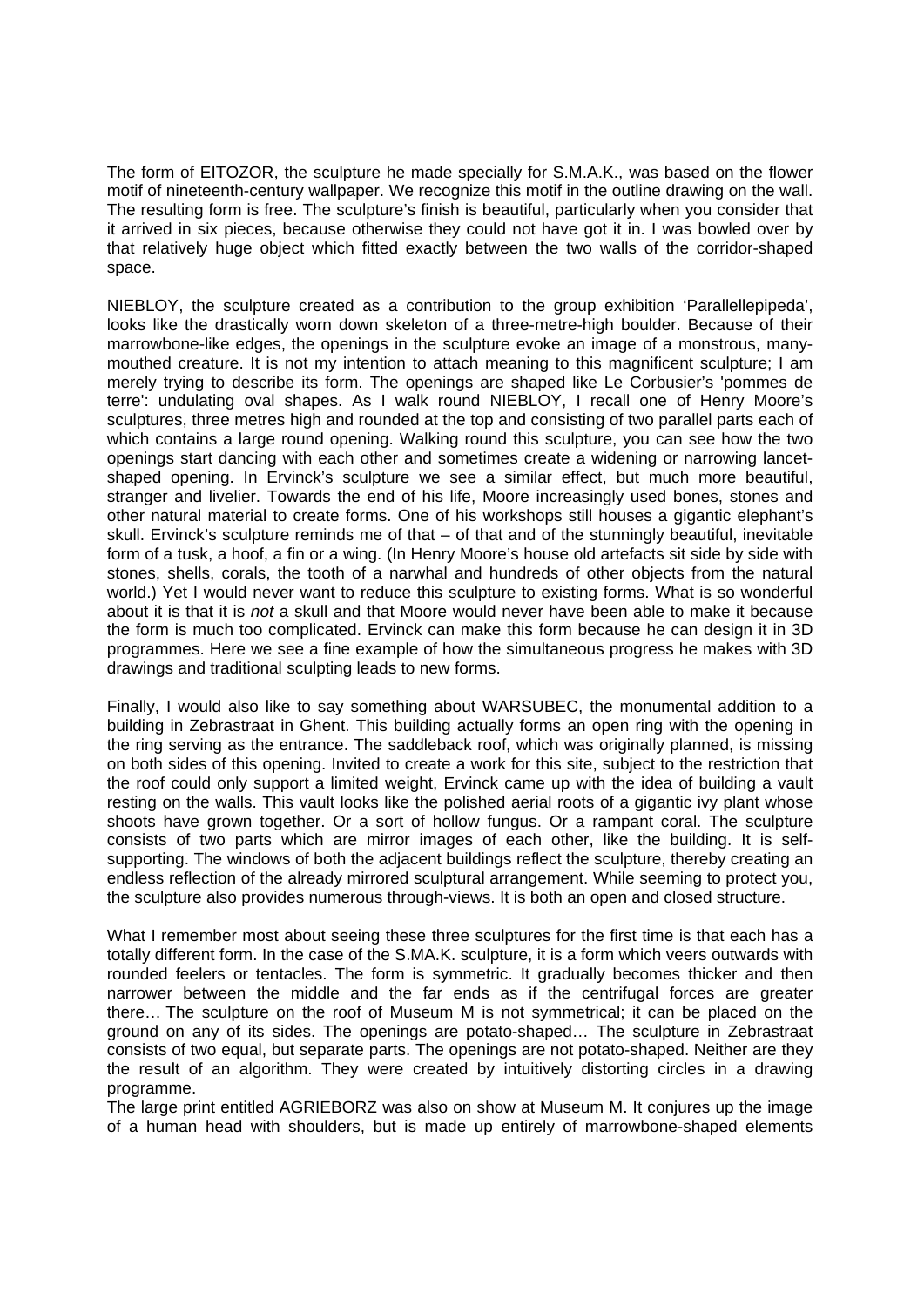The form of EITOZOR, the sculpture he made specially for S.M.A.K., was based on the flower motif of nineteenth-century wallpaper. We recognize this motif in the outline drawing on the wall. The resulting form is free. The sculpture's finish is beautiful, particularly when you consider that it arrived in six pieces, because otherwise they could not have got it in. I was bowled over by that relatively huge object which fitted exactly between the two walls of the corridor-shaped space.

NIEBLOY, the sculpture created as a contribution to the group exhibition 'Parallellepipeda', looks like the drastically worn down skeleton of a three-metre-high boulder. Because of their marrowbone-like edges, the openings in the sculpture evoke an image of a monstrous, many-mouthed creature. It is not my intention to attach meaning to this magnificent sculpture; I am merely trying to describe its form. The openings are shaped like Le Corbusier's 'pommes de terre': undulating oval shapes. As I walk round NIEBLOY, I recall one of Henry Moore's sculptures, three metres high and rounded at the top and consisting of two parallel parts each of which contains a large round opening. Walking round this sculpture, you can see how the two openings start dancing with each other and sometimes create a widening or narrowing lancet-shaped opening. In Ervinck's sculpture we see a similar effect, but much more beautiful, stranger and livelier. Towards the end of his life, Moore increasingly used bones, stones and other natural material to create forms. One of his workshops still houses a gigantic elephant's skull. Ervinck's sculpture reminds me of that – of that and of the stunningly beautiful, inevitable form of a tusk, a hoof, a fin or a wing. (In Henry Moore's house old artefacts sit side by side with stones, shells, corals, the tooth of a narwhal and hundreds of other objects from the natural world.) Yet I would never want to reduce this sculpture to existing forms. What is so wonderful about it is that it is *not* a skull and that Moore would never have been able to make it because the form is much too complicated. Ervinck can make this form because he can design it in 3D programmes. Here we see a fine example of how the simultaneous progress he makes with 3D drawings and traditional sculpting leads to new forms.

Finally, I would also like to say something about WARSUBEC, the monumental addition to a building in Zebrastraat in Ghent. This building actually forms an open ring with the opening in the ring serving as the entrance. The saddleback roof, which was originally planned, is missing on both sides of this opening. Invited to create a work for this site, subject to the restriction that the roof could only support a limited weight, Ervinck came up with the idea of building a vault resting on the walls. This vault looks like the polished aerial roots of a gigantic ivy plant whose shoots have grown together. Or a sort of hollow fungus. Or a rampant coral. The sculpture consists of two parts which are mirror images of each other, like the building. It is self-supporting. The windows of both the adjacent buildings reflect the sculpture, thereby creating an endless reflection of the already mirrored sculptural arrangement. While seeming to protect you, the sculpture also provides numerous through-views. It is both an open and closed structure.

What I remember most about seeing these three sculptures for the first time is that each has a totally different form. In the case of the S.MA.K. sculpture, it is a form which veers outwards with rounded feelers or tentacles. The form is symmetric. It gradually becomes thicker and then narrower between the middle and the far ends as if the centrifugal forces are greater there… The sculpture on the roof of Museum M is not symmetrical; it can be placed on the ground on any of its sides. The openings are potato-shaped… The sculpture in Zebrastraat consists of two equal, but separate parts. The openings are not potato-shaped. Neither are they the result of an algorithm. They were created by intuitively distorting circles in a drawing programme.

The large print entitled AGRIEBORZ was also on show at Museum M. It conjures up the image of a human head with shoulders, but is made up entirely of marrowbone-shaped elements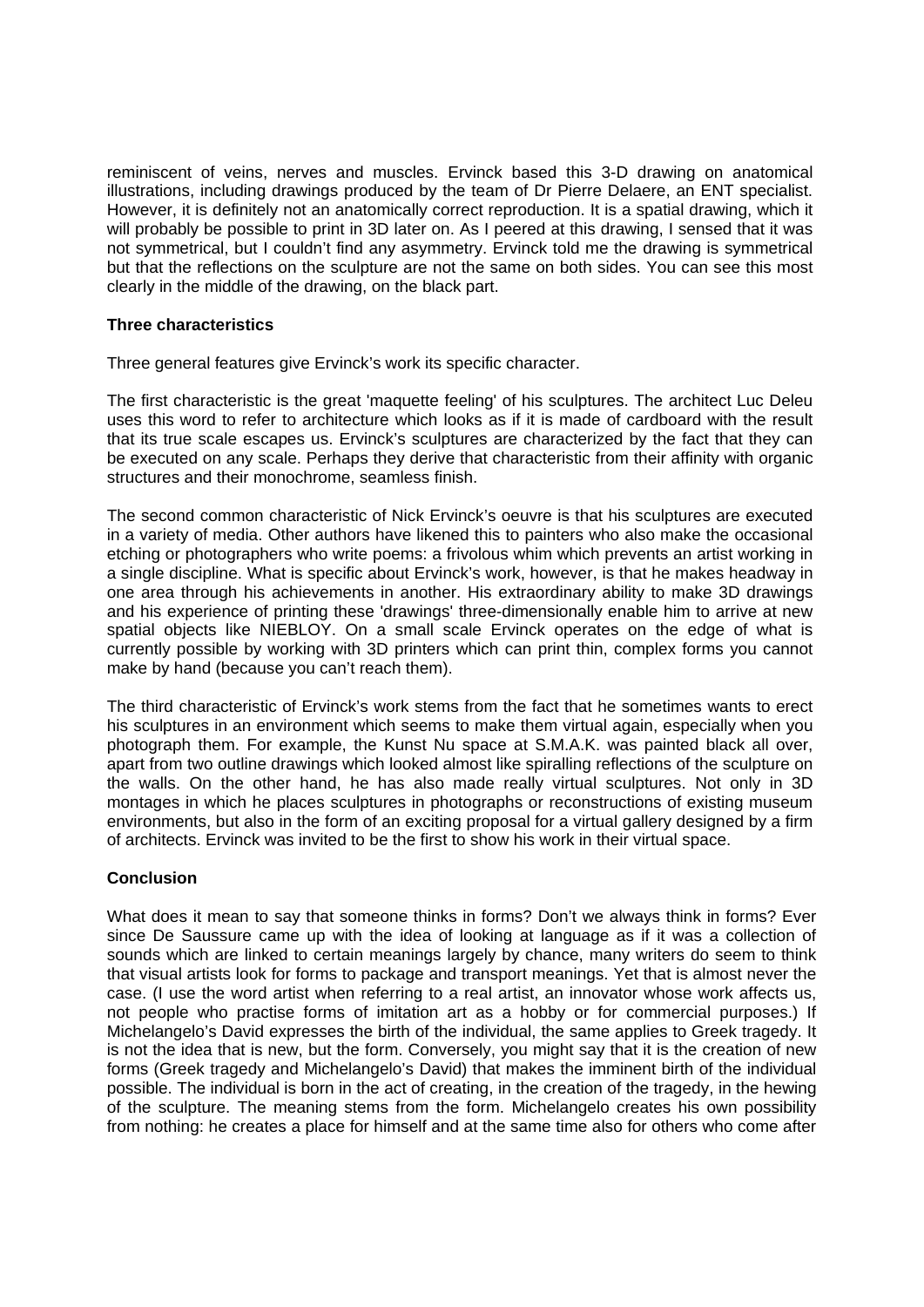reminiscent of veins, nerves and muscles. Ervinck based this 3-D drawing on anatomical illustrations, including drawings produced by the team of Dr Pierre Delaere, an ENT specialist. However, it is definitely not an anatomically correct reproduction. It is a spatial drawing, which it will probably be possible to print in 3D later on. As I peered at this drawing, I sensed that it was not symmetrical, but I couldn't find any asymmetry. Ervinck told me the drawing is symmetrical but that the reflections on the sculpture are not the same on both sides. You can see this most clearly in the middle of the drawing, on the black part.

**Three characteristics**

Three general features give Ervinck's work its specific character.

The first characteristic is the great 'maquette feeling' of his sculptures. The architect Luc Deleu uses this word to refer to architecture which looks as if it is made of cardboard with the result that its true scale escapes us. Ervinck's sculptures are characterized by the fact that they can be executed on any scale. Perhaps they derive that characteristic from their affinity with organic structures and their monochrome, seamless finish.

The second common characteristic of Nick Ervinck's oeuvre is that his sculptures are executed in a variety of media. Other authors have likened this to painters who also make the occasional etching or photographers who write poems: a frivolous whim which prevents an artist working in a single discipline. What is specific about Ervinck's work, however, is that he makes headway in one area through his achievements in another. His extraordinary ability to make 3D drawings and his experience of printing these 'drawings' three-dimensionally enable him to arrive at new spatial objects like NIEBLOY. On a small scale Ervinck operates on the edge of what is currently possible by working with 3D printers which can print thin, complex forms you cannot make by hand (because you can't reach them).

The third characteristic of Ervinck's work stems from the fact that he sometimes wants to erect his sculptures in an environment which seems to make them virtual again, especially when you photograph them. For example, the Kunst Nu space at S.M.A.K. was painted black all over, apart from two outline drawings which looked almost like spiralling reflections of the sculpture on the walls. On the other hand, he has also made really virtual sculptures. Not only in 3D montages in which he places sculptures in photographs or reconstructions of existing museum environments, but also in the form of an exciting proposal for a virtual gallery designed by a firm of architects. Ervinck was invited to be the first to show his work in their virtual space.

**Conclusion**

What does it mean to say that someone thinks in forms? Don't we always think in forms? Ever since De Saussure came up with the idea of looking at language as if it was a collection of sounds which are linked to certain meanings largely by chance, many writers do seem to think that visual artists look for forms to package and transport meanings. Yet that is almost never the case. (I use the word artist when referring to a real artist, an innovator whose work affects us, not people who practise forms of imitation art as a hobby or for commercial purposes.) If Michelangelo's David expresses the birth of the individual, the same applies to Greek tragedy. It is not the idea that is new, but the form. Conversely, you might say that it is the creation of new forms (Greek tragedy and Michelangelo's David) that makes the imminent birth of the individual possible. The individual is born in the act of creating, in the creation of the tragedy, in the hewing of the sculpture. The meaning stems from the form. Michelangelo creates his own possibility from nothing: he creates a place for himself and at the same time also for others who come after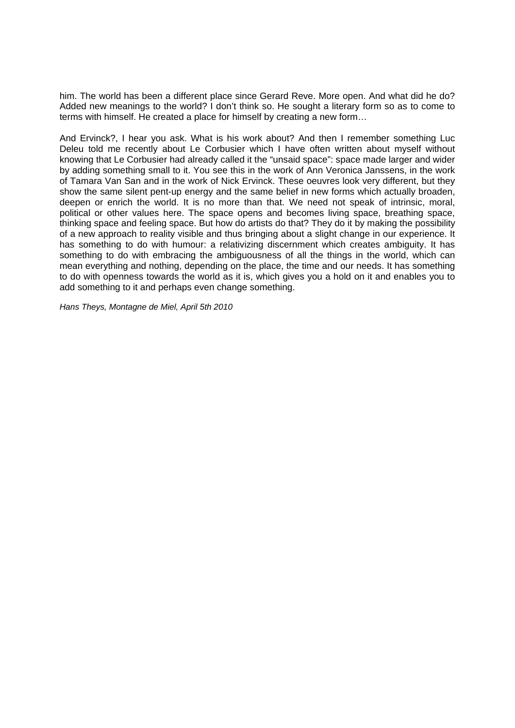him. The world has been a different place since Gerard Reve. More open. And what did he do? Added new meanings to the world? I don't think so. He sought a literary form so as to come to terms with himself. He created a place for himself by creating a new form…

And Ervinck?, I hear you ask. What is his work about? And then I remember something Luc Deleu told me recently about Le Corbusier which I have often written about myself without knowing that Le Corbusier had already called it the "unsaid space": space made larger and wider by adding something small to it. You see this in the work of Ann Veronica Janssens, in the work of Tamara Van San and in the work of Nick Ervinck. These oeuvres look very different, but they show the same silent pent-up energy and the same belief in new forms which actually broaden, deepen or enrich the world. It is no more than that. We need not speak of intrinsic, moral, political or other values here. The space opens and becomes living space, breathing space, thinking space and feeling space. But how do artists do that? They do it by making the possibility of a new approach to reality visible and thus bringing about a slight change in our experience. It has something to do with humour: a relativizing discernment which creates ambiguity. It has something to do with embracing the ambiguousness of all the things in the world, which can mean everything and nothing, depending on the place, the time and our needs. It has something to do with openness towards the world as it is, which gives you a hold on it and enables you to add something to it and perhaps even change something.

*Hans Theys, Montagne de Miel, April 5th 2010*